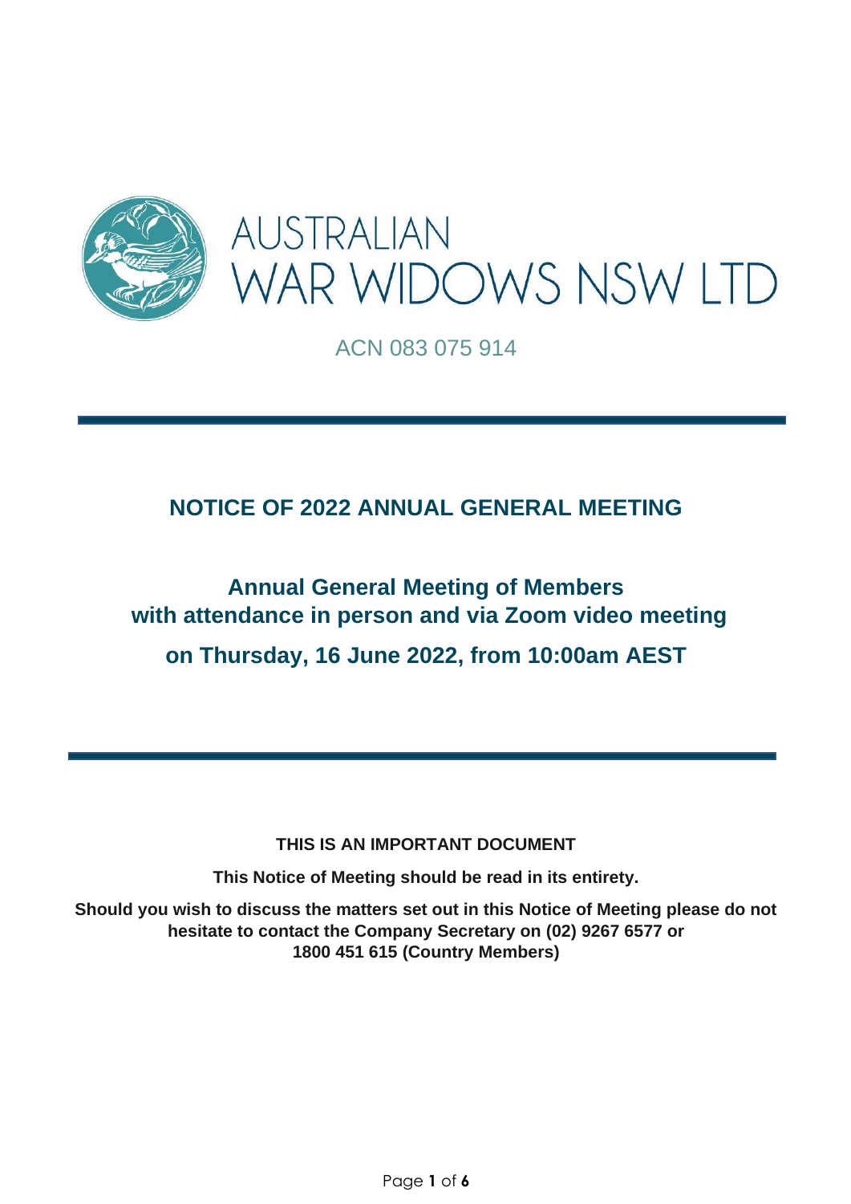# AUSTRALIAN WAR WIDOWS NSW LTD

ACN 083 075 914

## NOTICE OF 2022 ANNUAL GENERAL MEETING

### Annual General Meeting of Members with attendance in person and via Zoom video meeting

### on Thursday, 16 June 2022, from 10:00am AEST

**THIS IS AN IMPORTANT DOCUMENT**

**This Notice of Meeting should be read in its entirety.**

**Should you wish to discuss the matters set out in this Notice of Meeting please do not hesitate to contact the Company Secretary on (02) 9267 6577 or 1800 451 615 (Country Members)**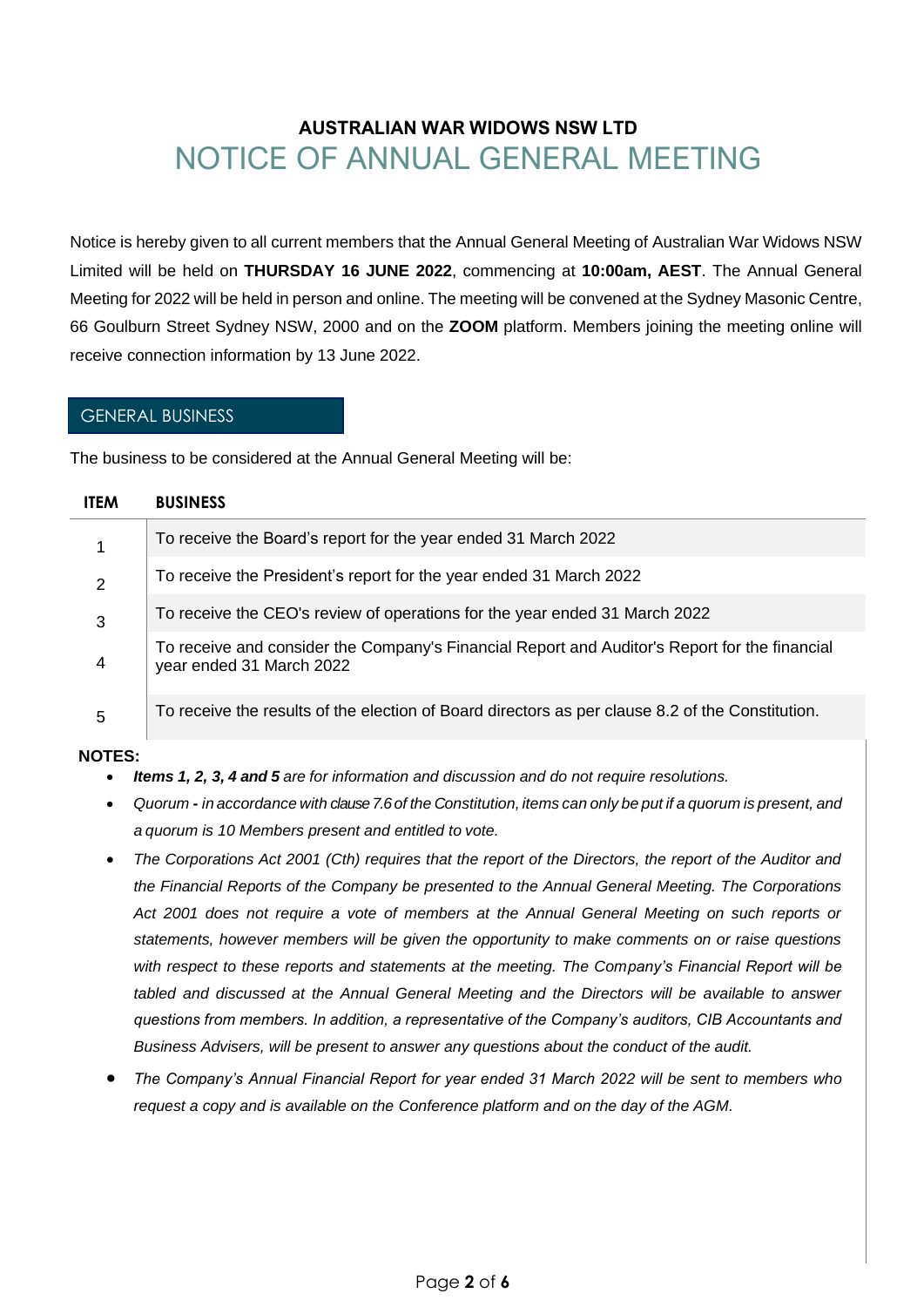# AUSTRALIAN WAR WIDOWS NSW LTD

# NOTICE OF ANNUAL GENERAL MEETING

Notice is hereby given to all current members that the Annual General Meeting of Australian War Widows NSW Limited will be held on **THURSDAY 16 JUNE 2022**, commencing at **10:00am, AEST**. The Annual General Meeting for 2022 will be held in person and online. The meeting will be convened at the Sydney Masonic Centre, 66 Goulburn Street Sydney NSW, 2000 and on the **ZOOM** platform. Members joining the meeting online will receive connection information by 13 June 2022.

## GENERAL BUSINESS

The business to be considered at the Annual General Meeting will be:

| ITEM | BUSINESS |
|---|---|
| 1 | To receive the Board's report for the year ended 31 March 2022 |
| 2 | To receive the President's report for the year ended 31 March 2022 |
| 3 | To receive the CEO's review of operations for the year ended 31 March 2022 |
| 4 | To receive and consider the Company's Financial Report and Auditor's Report for the financial year ended 31 March 2022 |
| 5 | To receive the results of the election of Board directors as per clause 8.2 of the Constitution. |

**NOTES:**

- ***Items 1, 2, 3, 4 and 5*** *are for information and discussion and do not require resolutions.*
- *Quorum* **-** *in accordance with clause 7.6 of the Constitution, items can only be put if a quorum is present, and a quorum is 10 Members present and entitled to vote.*
- *The Corporations Act 2001 (Cth) requires that the report of the Directors, the report of the Auditor and the Financial Reports of the Company be presented to the Annual General Meeting. The Corporations Act 2001 does not require a vote of members at the Annual General Meeting on such reports or statements, however members will be given the opportunity to make comments on or raise questions with respect to these reports and statements at the meeting. The Company's Financial Report will be tabled and discussed at the Annual General Meeting and the Directors will be available to answer questions from members. In addition, a representative of the Company's auditors, CIB Accountants and Business Advisers, will be present to answer any questions about the conduct of the audit.*
- *The Company's Annual Financial Report for year ended 31 March 2022 will be sent to members who request a copy and is available on the Conference platform and on the day of the AGM.*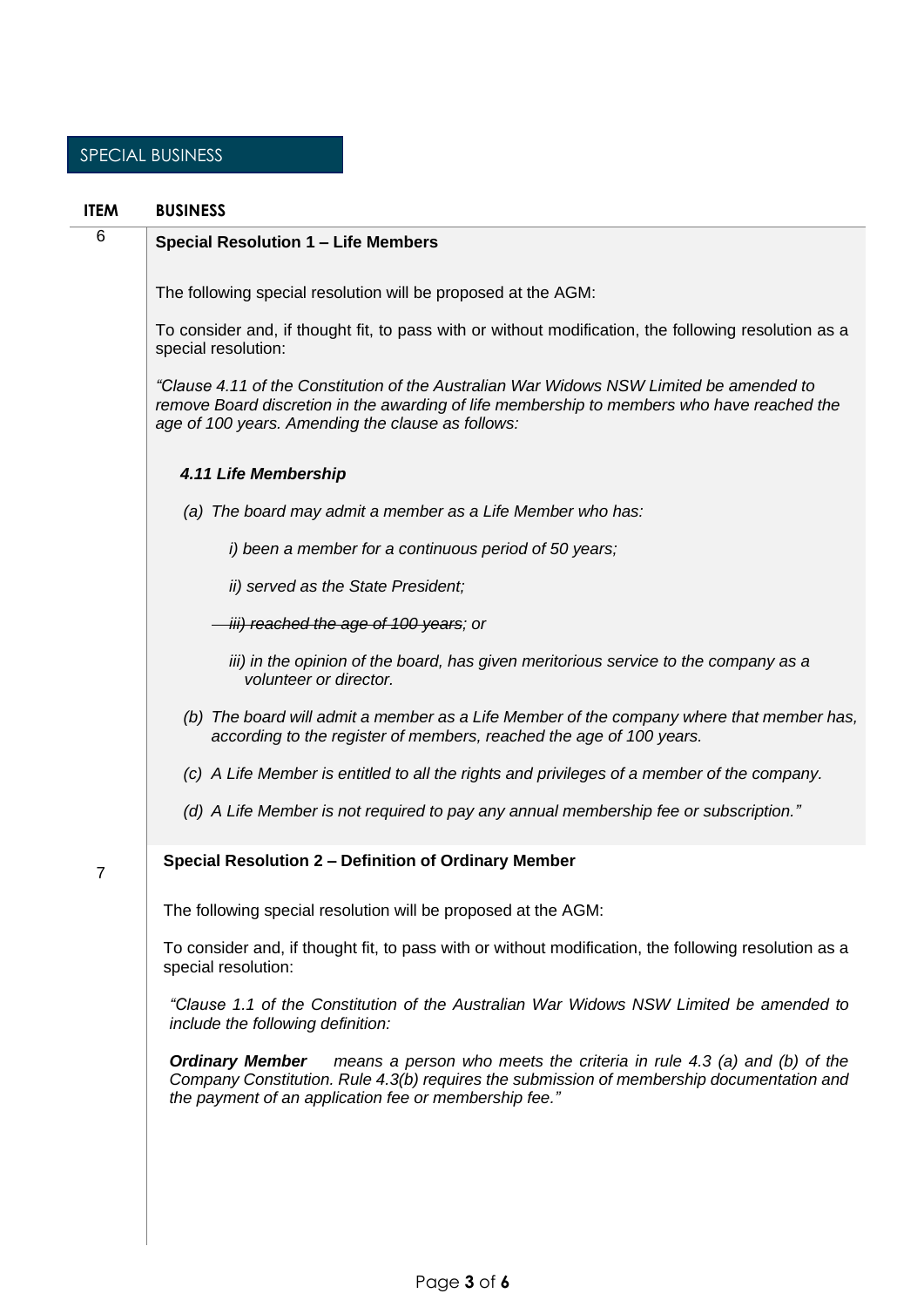## SPECIAL BUSINESS

| ITEM | BUSINESS |
|---|---|
| 6 | **Special Resolution 1 – Life Members** |
| 7 | **Special Resolution 2 – Definition of Ordinary Member** |

### 6. Special Resolution 1 – Life Members

The following special resolution will be proposed at the AGM:

To consider and, if thought fit, to pass with or without modification, the following resolution as a special resolution:

*"Clause 4.11 of the Constitution of the Australian War Widows NSW Limited be amended to remove Board discretion in the awarding of life membership to members who have reached the age of 100 years. Amending the clause as follows:*

***4.11 Life Membership***

*(a) The board may admit a member as a Life Member who has:*

*i) been a member for a continuous period of 50 years;*

*ii) served as the State President;*

~~*iii) reached the age of 100 years*~~*; or*

*iii) in the opinion of the board, has given meritorious service to the company as a volunteer or director.*

*(b) The board will admit a member as a Life Member of the company where that member has, according to the register of members, reached the age of 100 years.*

*(c) A Life Member is entitled to all the rights and privileges of a member of the company.*

*(d) A Life Member is not required to pay any annual membership fee or subscription."*

### 7. Special Resolution 2 – Definition of Ordinary Member

The following special resolution will be proposed at the AGM:

To consider and, if thought fit, to pass with or without modification, the following resolution as a special resolution:

*"Clause 1.1 of the Constitution of the Australian War Widows NSW Limited be amended to include the following definition:*

***Ordinary Member*** *means a person who meets the criteria in rule 4.3 (a) and (b) of the Company Constitution. Rule 4.3(b) requires the submission of membership documentation and the payment of an application fee or membership fee."*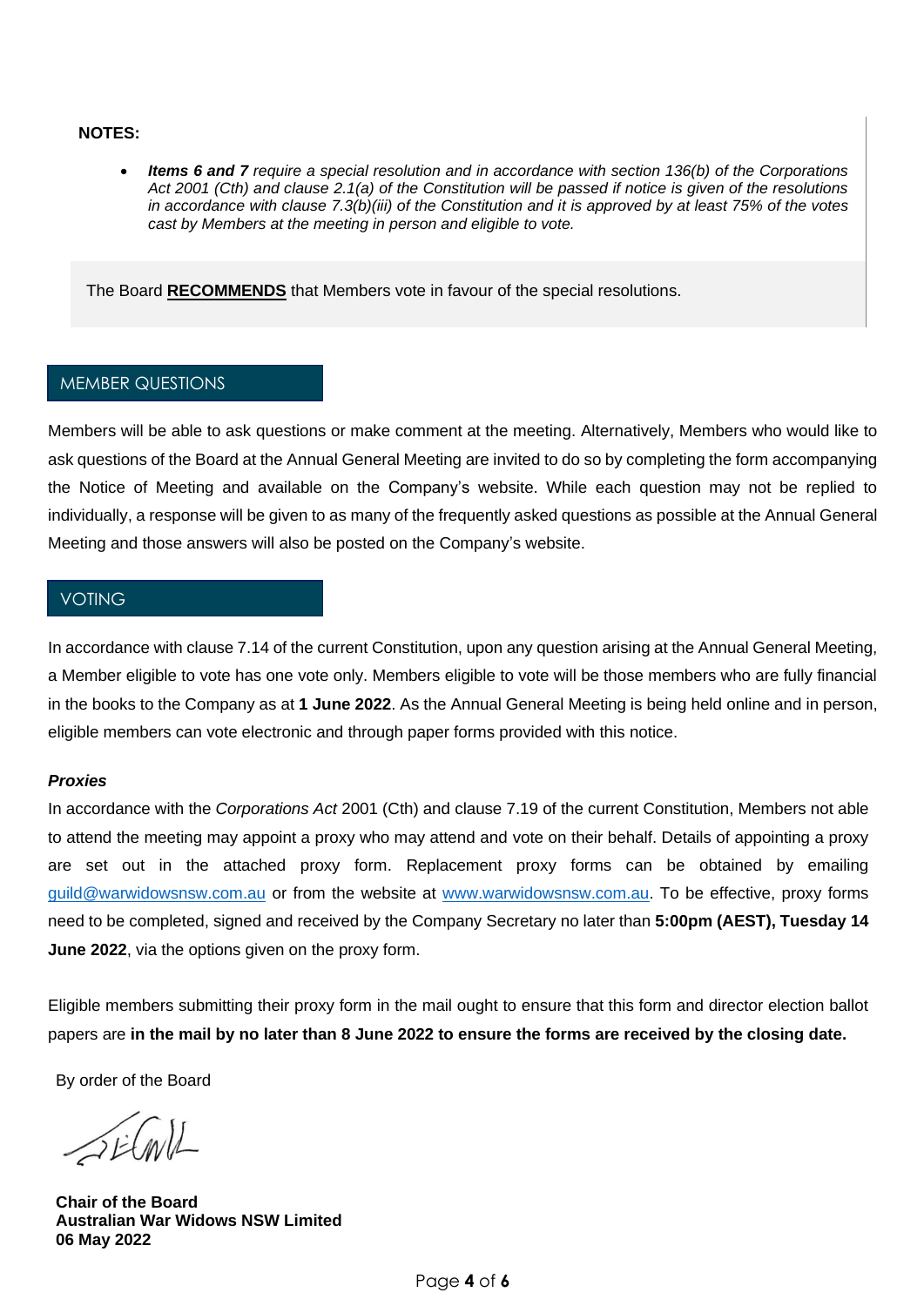**NOTES:**

- ***Items 6 and 7*** *require a special resolution and in accordance with section 136(b) of the Corporations Act 2001 (Cth) and clause 2.1(a) of the Constitution will be passed if notice is given of the resolutions in accordance with clause 7.3(b)(iii) of the Constitution and it is approved by at least 75% of the votes cast by Members at the meeting in person and eligible to vote.*

The Board **RECOMMENDS** that Members vote in favour of the special resolutions.

## MEMBER QUESTIONS

Members will be able to ask questions or make comment at the meeting. Alternatively, Members who would like to ask questions of the Board at the Annual General Meeting are invited to do so by completing the form accompanying the Notice of Meeting and available on the Company's website. While each question may not be replied to individually, a response will be given to as many of the frequently asked questions as possible at the Annual General Meeting and those answers will also be posted on the Company's website.

## VOTING

In accordance with clause 7.14 of the current Constitution, upon any question arising at the Annual General Meeting, a Member eligible to vote has one vote only. Members eligible to vote will be those members who are fully financial in the books to the Company as at **1 June 2022**. As the Annual General Meeting is being held online and in person, eligible members can vote electronic and through paper forms provided with this notice.

***Proxies***

In accordance with the *Corporations Act* 2001 (Cth) and clause 7.19 of the current Constitution, Members not able to attend the meeting may appoint a proxy who may attend and vote on their behalf. Details of appointing a proxy are set out in the attached proxy form. Replacement proxy forms can be obtained by emailing guild@warwidowsnsw.com.au or from the website at www.warwidowsnsw.com.au. To be effective, proxy forms need to be completed, signed and received by the Company Secretary no later than **5:00pm (AEST), Tuesday 14 June 2022**, via the options given on the proxy form.

Eligible members submitting their proxy form in the mail ought to ensure that this form and director election ballot papers are **in the mail by no later than 8 June 2022 to ensure the forms are received by the closing date.**

By order of the Board

**Chair of the Board**
**Australian War Widows NSW Limited**
**06 May 2022**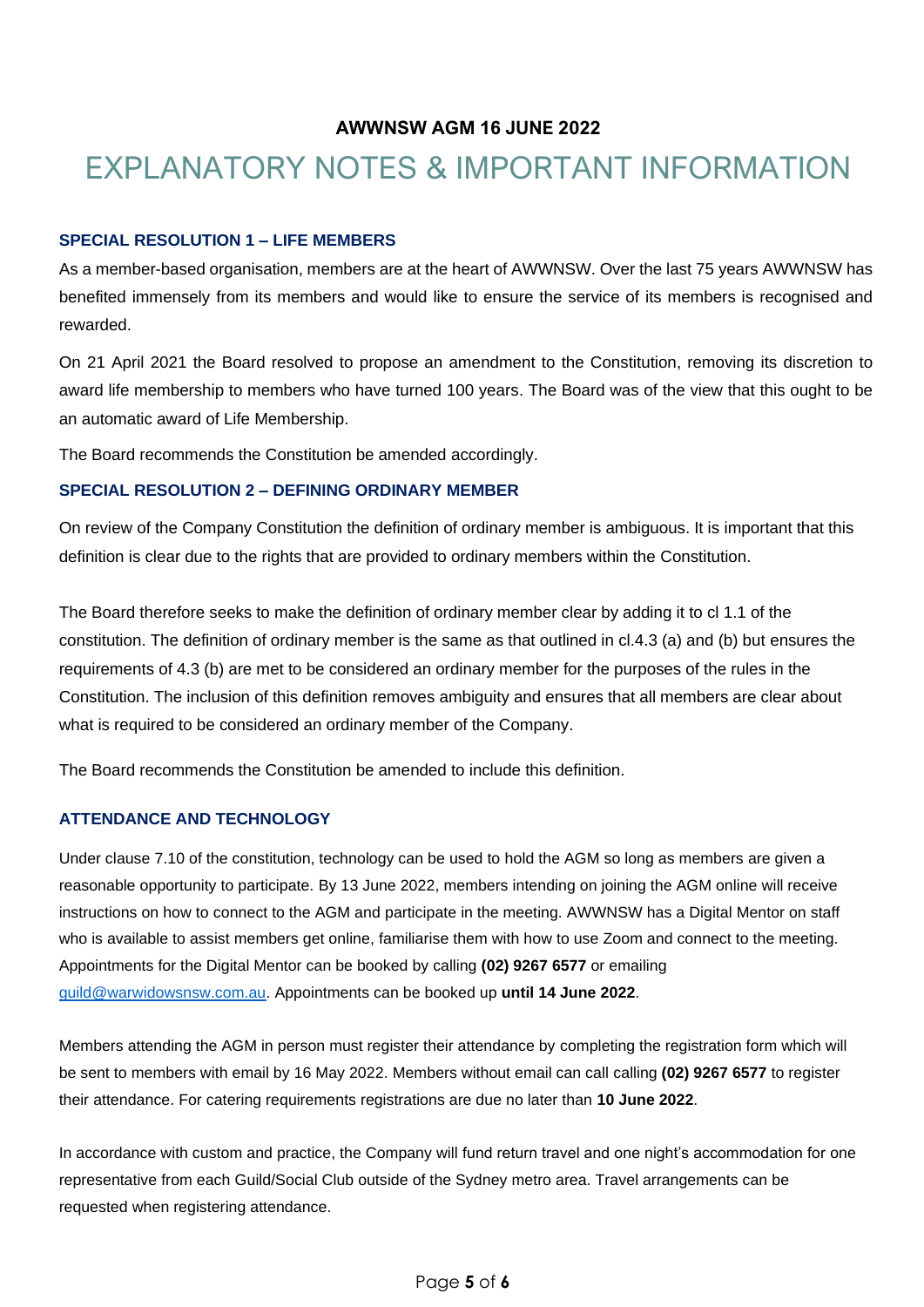**AWWNSW AGM 16 JUNE 2022**

# EXPLANATORY NOTES & IMPORTANT INFORMATION

### SPECIAL RESOLUTION 1 – LIFE MEMBERS

As a member-based organisation, members are at the heart of AWWNSW. Over the last 75 years AWWNSW has benefited immensely from its members and would like to ensure the service of its members is recognised and rewarded.

On 21 April 2021 the Board resolved to propose an amendment to the Constitution, removing its discretion to award life membership to members who have turned 100 years. The Board was of the view that this ought to be an automatic award of Life Membership.

The Board recommends the Constitution be amended accordingly.

### SPECIAL RESOLUTION 2 – DEFINING ORDINARY MEMBER

On review of the Company Constitution the definition of ordinary member is ambiguous. It is important that this definition is clear due to the rights that are provided to ordinary members within the Constitution.

The Board therefore seeks to make the definition of ordinary member clear by adding it to cl 1.1 of the constitution. The definition of ordinary member is the same as that outlined in cl.4.3 (a) and (b) but ensures the requirements of 4.3 (b) are met to be considered an ordinary member for the purposes of the rules in the Constitution. The inclusion of this definition removes ambiguity and ensures that all members are clear about what is required to be considered an ordinary member of the Company.

The Board recommends the Constitution be amended to include this definition.

### ATTENDANCE AND TECHNOLOGY

Under clause 7.10 of the constitution, technology can be used to hold the AGM so long as members are given a reasonable opportunity to participate. By 13 June 2022, members intending on joining the AGM online will receive instructions on how to connect to the AGM and participate in the meeting. AWWNSW has a Digital Mentor on staff who is available to assist members get online, familiarise them with how to use Zoom and connect to the meeting. Appointments for the Digital Mentor can be booked by calling **(02) 9267 6577** or emailing [guild@warwidowsnsw.com.au](mailto:guild@warwidowsnsw.com.au). Appointments can be booked up **until 14 June 2022**.

Members attending the AGM in person must register their attendance by completing the registration form which will be sent to members with email by 16 May 2022. Members without email can call calling **(02) 9267 6577** to register their attendance. For catering requirements registrations are due no later than **10 June 2022**.

In accordance with custom and practice, the Company will fund return travel and one night's accommodation for one representative from each Guild/Social Club outside of the Sydney metro area. Travel arrangements can be requested when registering attendance.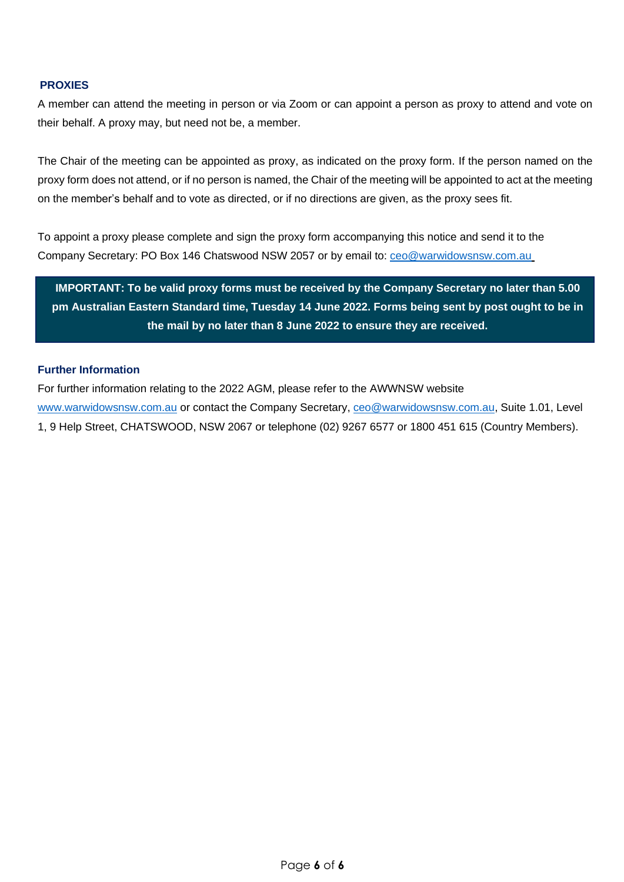## PROXIES

A member can attend the meeting in person or via Zoom or can appoint a person as proxy to attend and vote on their behalf. A proxy may, but need not be, a member.

The Chair of the meeting can be appointed as proxy, as indicated on the proxy form. If the person named on the proxy form does not attend, or if no person is named, the Chair of the meeting will be appointed to act at the meeting on the member's behalf and to vote as directed, or if no directions are given, as the proxy sees fit.

To appoint a proxy please complete and sign the proxy form accompanying this notice and send it to the Company Secretary: PO Box 146 Chatswood NSW 2057 or by email to: ceo@warwidowsnsw.com.au

**IMPORTANT: To be valid proxy forms must be received by the Company Secretary no later than 5.00 pm Australian Eastern Standard time, Tuesday 14 June 2022. Forms being sent by post ought to be in the mail by no later than 8 June 2022 to ensure they are received.**

### Further Information

For further information relating to the 2022 AGM, please refer to the AWWNSW website www.warwidowsnsw.com.au or contact the Company Secretary, ceo@warwidowsnsw.com.au, Suite 1.01, Level 1, 9 Help Street, CHATSWOOD, NSW 2067 or telephone (02) 9267 6577 or 1800 451 615 (Country Members).